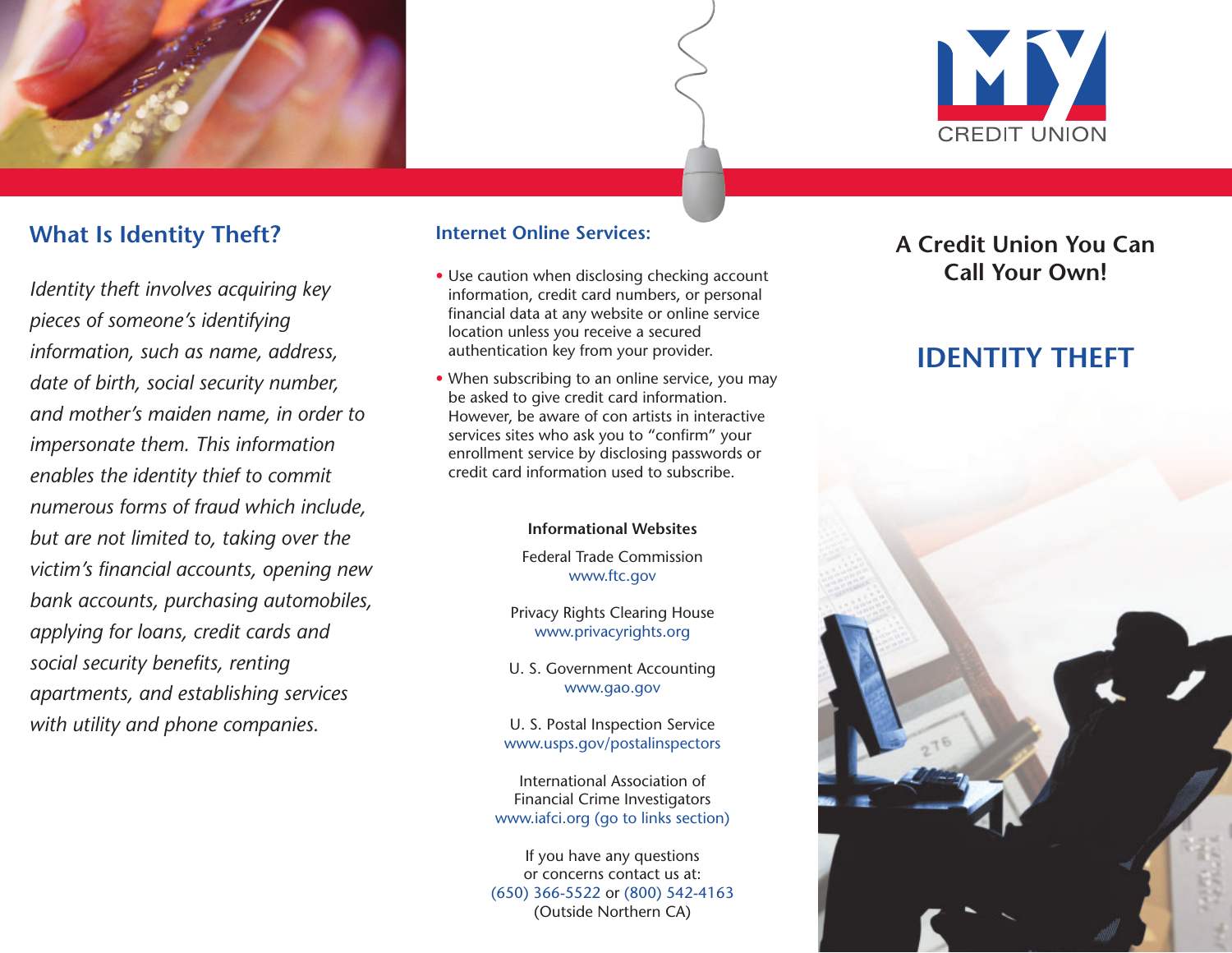## What Is Identity Theft?

*Identity theft involves acquiring key pieces of someone's identifying information, such as name, address, date of birth, social security number, and mother's maiden name, in order to impersonate them. This information enables the identity thief to commit numerous forms of fraud which include, but are not limited to, taking over the victim's financial accounts, opening new bank accounts, purchasing automobiles, applying for loans, credit cards and social security benefits, renting apartments, and establishing services with utility and phone companies.*

## Internet Online Services:

- Use caution when disclosing checking account information, credit card numbers, or personal financial data at any website or online service location unless you receive a secured authentication key from your provider.
- When subscribing to an online service, you may be asked to give credit card information. However, be aware of con artists in interactive services sites who ask you to "confirm" your enrollment service by disclosing passwords or credit card information used to subscribe.

**Informational Websites**

Federal Trade Commission
www.ftc.gov

Privacy Rights Clearing House
www.privacyrights.org

U. S. Government Accounting
www.gao.gov

U. S. Postal Inspection Service
www.usps.gov/postalinspectors

International Association of Financial Crime Investigators
www.iafci.org (go to links section)

If you have any questions or concerns contact us at:
(650) 366-5522 or (800) 542-4163
(Outside Northern CA)

MY CREDIT UNION

**A Credit Union You Can Call Your Own!**

# IDENTITY THEFT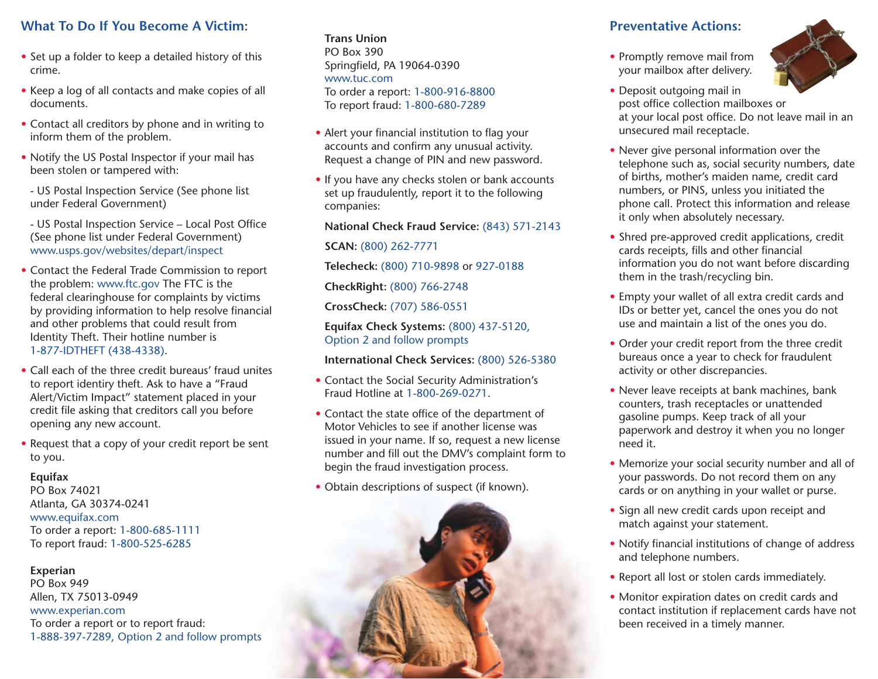## What To Do If You Become A Victim:

- Set up a folder to keep a detailed history of this crime.
- Keep a log of all contacts and make copies of all documents.
- Contact all creditors by phone and in writing to inform them of the problem.
- Notify the US Postal Inspector if your mail has been stolen or tampered with:

  - US Postal Inspection Service (See phone list under Federal Government)

  - US Postal Inspection Service – Local Post Office (See phone list under Federal Government) www.usps.gov/websites/depart/inspect
- Contact the Federal Trade Commission to report the problem: www.ftc.gov The FTC is the federal clearinghouse for complaints by victims by providing information to help resolve financial and other problems that could result from Identity Theft. Their hotline number is 1-877-IDTHEFT (438-4338).
- Call each of the three credit bureaus' fraud unites to report identiry theft. Ask to have a "Fraud Alert/Victim Impact" statement placed in your credit file asking that creditors call you before opening any new account.
- Request that a copy of your credit report be sent to you.

**Equifax**
PO Box 74021
Atlanta, GA 30374-0241
www.equifax.com
To order a report: 1-800-685-1111
To report fraud: 1-800-525-6285

**Experian**
PO Box 949
Allen, TX 75013-0949
www.experian.com
To order a report or to report fraud:
1-888-397-7289, Option 2 and follow prompts

**Trans Union**
PO Box 390
Springfield, PA 19064-0390
www.tuc.com
To order a report: 1-800-916-8800
To report fraud: 1-800-680-7289

- Alert your financial institution to flag your accounts and confirm any unusual activity. Request a change of PIN and new password.
- If you have any checks stolen or bank accounts set up fraudulently, report it to the following companies:

**National Check Fraud Service:** (843) 571-2143

**SCAN:** (800) 262-7771

**Telecheck:** (800) 710-9898 or 927-0188

**CheckRight:** (800) 766-2748

**CrossCheck:** (707) 586-0551

**Equifax Check Systems:** (800) 437-5120, Option 2 and follow prompts

**International Check Services:** (800) 526-5380

- Contact the Social Security Administration's Fraud Hotline at 1-800-269-0271.
- Contact the state office of the department of Motor Vehicles to see if another license was issued in your name. If so, request a new license number and fill out the DMV's complaint form to begin the fraud investigation process.
- Obtain descriptions of suspect (if known).

## Preventative Actions:

- Promptly remove mail from your mailbox after delivery.
- Deposit outgoing mail in post office collection mailboxes or at your local post office. Do not leave mail in an unsecured mail receptacle.
- Never give personal information over the telephone such as, social security numbers, date of births, mother's maiden name, credit card numbers, or PINS, unless you initiated the phone call. Protect this information and release it only when absolutely necessary.
- Shred pre-approved credit applications, credit cards receipts, fills and other financial information you do not want before discarding them in the trash/recycling bin.
- Empty your wallet of all extra credit cards and IDs or better yet, cancel the ones you do not use and maintain a list of the ones you do.
- Order your credit report from the three credit bureaus once a year to check for fraudulent activity or other discrepancies.
- Never leave receipts at bank machines, bank counters, trash receptacles or unattended gasoline pumps. Keep track of all your paperwork and destroy it when you no longer need it.
- Memorize your social security number and all of your passwords. Do not record them on any cards or on anything in your wallet or purse.
- Sign all new credit cards upon receipt and match against your statement.
- Notify financial institutions of change of address and telephone numbers.
- Report all lost or stolen cards immediately.
- Monitor expiration dates on credit cards and contact institution if replacement cards have not been received in a timely manner.